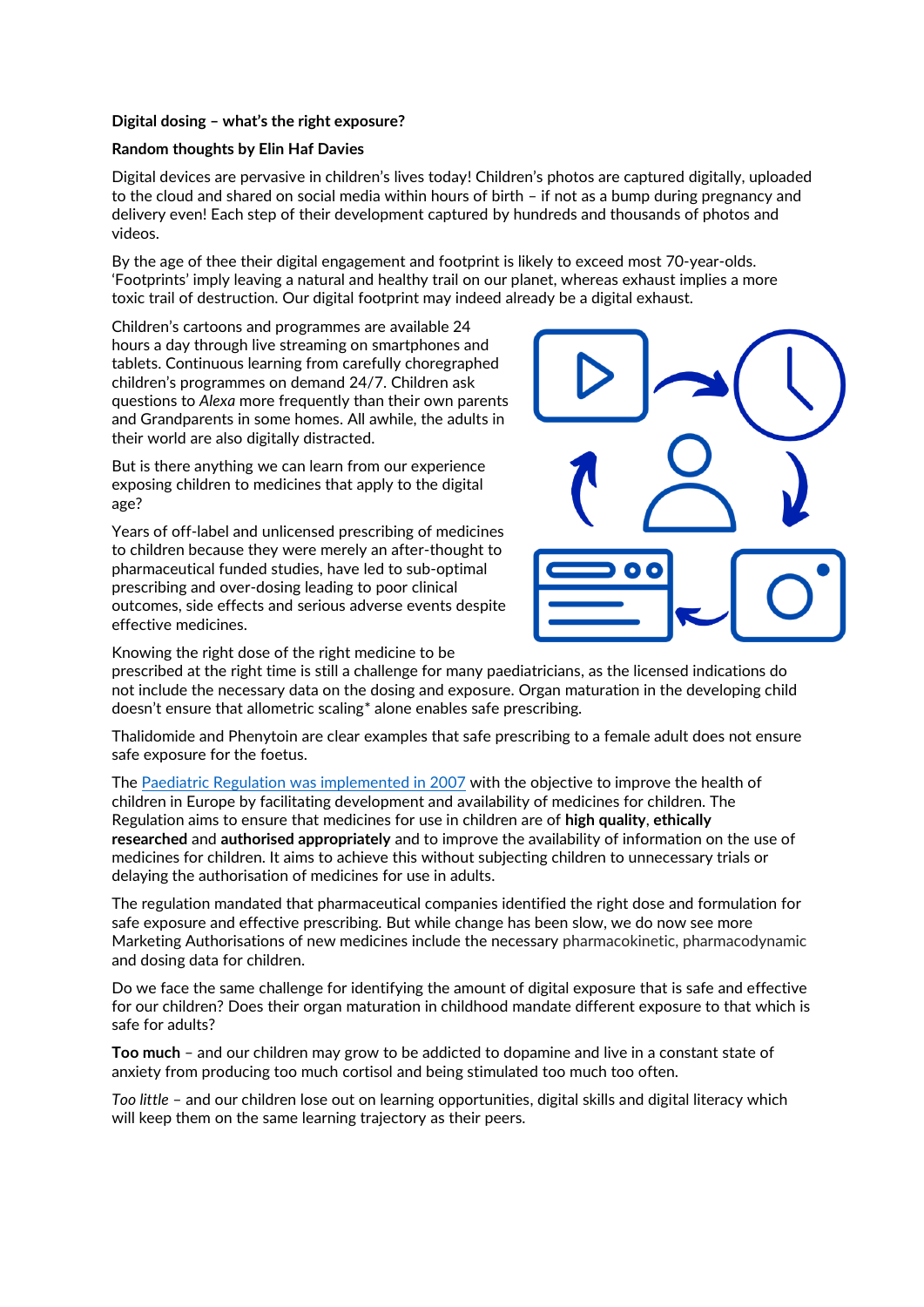**Digital dosing – what's the right exposure?**

**Random thoughts by Elin Haf Davies**

Digital devices are pervasive in children's lives today! Children's photos are captured digitally, uploaded to the cloud and shared on social media within hours of birth – if not as a bump during pregnancy and delivery even! Each step of their development captured by hundreds and thousands of photos and videos.

By the age of thee their digital engagement and footprint is likely to exceed most 70-year-olds. 'Footprints' imply leaving a natural and healthy trail on our planet, whereas exhaust implies a more toxic trail of destruction. Our digital footprint may indeed already be a digital exhaust.

Children's cartoons and programmes are available 24 hours a day through live streaming on smartphones and tablets. Continuous learning from carefully choregraphed children's programmes on demand 24/7. Children ask questions to *Alexa* more frequently than their own parents and Grandparents in some homes. All awhile, the adults in their world are also digitally distracted.

But is there anything we can learn from our experience exposing children to medicines that apply to the digital age?

Years of off-label and unlicensed prescribing of medicines to children because they were merely an after-thought to pharmaceutical funded studies, have led to sub-optimal prescribing and over-dosing leading to poor clinical outcomes, side effects and serious adverse events despite effective medicines.

Knowing the right dose of the right medicine to be prescribed at the right time is still a challenge for many paediatricians, as the licensed indications do not include the necessary data on the dosing and exposure. Organ maturation in the developing child doesn't ensure that allometric scaling* alone enables safe prescribing.

Thalidomide and Phenytoin are clear examples that safe prescribing to a female adult does not ensure safe exposure for the foetus.

The Paediatric Regulation was implemented in 2007 with the objective to improve the health of children in Europe by facilitating development and availability of medicines for children. The Regulation aims to ensure that medicines for use in children are of **high quality**, **ethically researched** and **authorised appropriately** and to improve the availability of information on the use of medicines for children. It aims to achieve this without subjecting children to unnecessary trials or delaying the authorisation of medicines for use in adults.

The regulation mandated that pharmaceutical companies identified the right dose and formulation for safe exposure and effective prescribing. But while change has been slow, we do now see more Marketing Authorisations of new medicines include the necessary pharmacokinetic, pharmacodynamic and dosing data for children.

Do we face the same challenge for identifying the amount of digital exposure that is safe and effective for our children? Does their organ maturation in childhood mandate different exposure to that which is safe for adults?

**Too much** – and our children may grow to be addicted to dopamine and live in a constant state of anxiety from producing too much cortisol and being stimulated too much too often.

*Too little* – and our children lose out on learning opportunities, digital skills and digital literacy which will keep them on the same learning trajectory as their peers.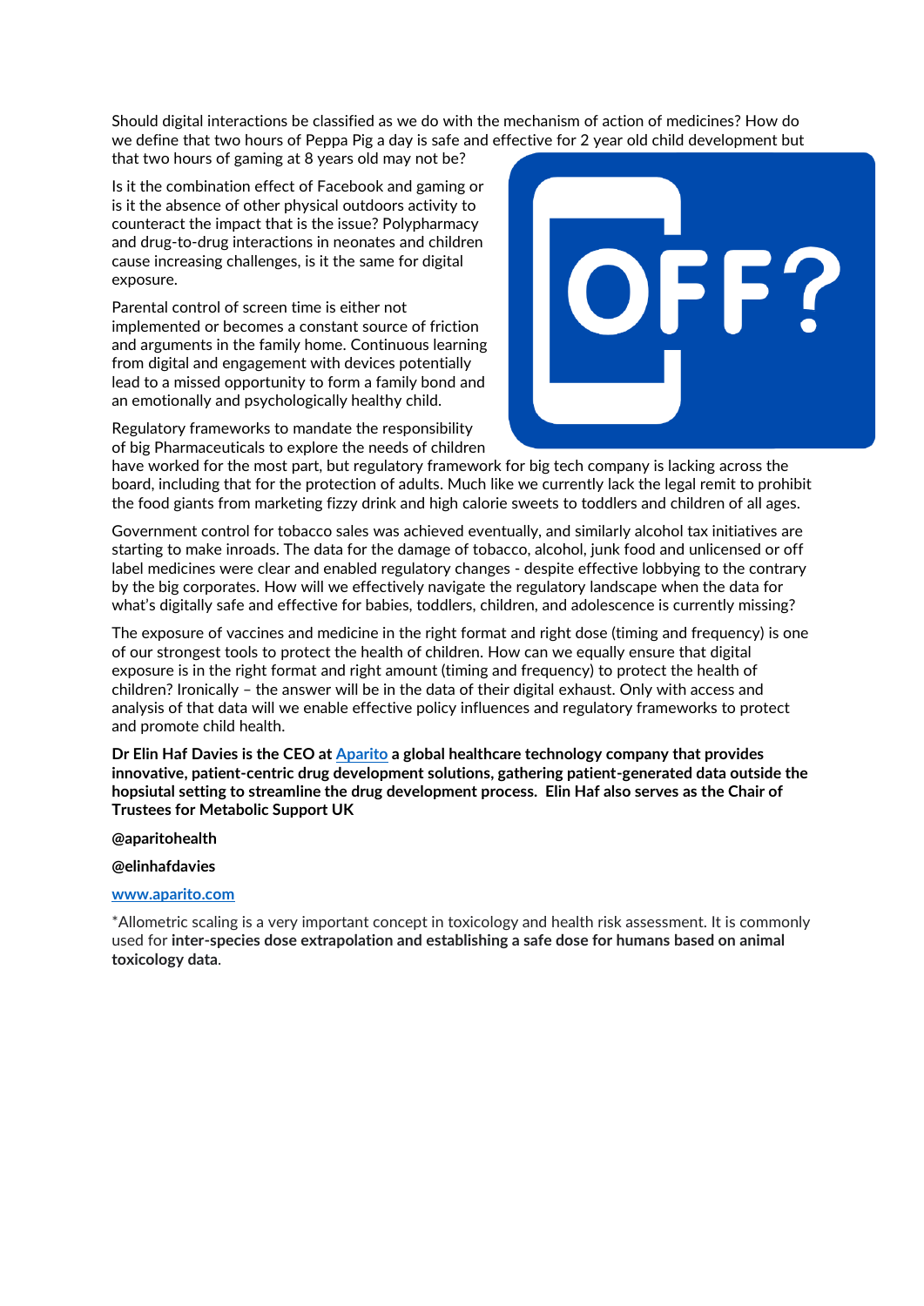Should digital interactions be classified as we do with the mechanism of action of medicines? How do we define that two hours of Peppa Pig a day is safe and effective for 2 year old child development but that two hours of gaming at 8 years old may not be?

Is it the combination effect of Facebook and gaming or is it the absence of other physical outdoors activity to counteract the impact that is the issue? Polypharmacy and drug-to-drug interactions in neonates and children cause increasing challenges, is it the same for digital exposure.

Parental control of screen time is either not implemented or becomes a constant source of friction and arguments in the family home. Continuous learning from digital and engagement with devices potentially lead to a missed opportunity to form a family bond and an emotionally and psychologically healthy child.

Regulatory frameworks to mandate the responsibility of big Pharmaceuticals to explore the needs of children have worked for the most part, but regulatory framework for big tech company is lacking across the board, including that for the protection of adults. Much like we currently lack the legal remit to prohibit the food giants from marketing fizzy drink and high calorie sweets to toddlers and children of all ages.

Government control for tobacco sales was achieved eventually, and similarly alcohol tax initiatives are starting to make inroads. The data for the damage of tobacco, alcohol, junk food and unlicensed or off label medicines were clear and enabled regulatory changes - despite effective lobbying to the contrary by the big corporates. How will we effectively navigate the regulatory landscape when the data for what's digitally safe and effective for babies, toddlers, children, and adolescence is currently missing?

The exposure of vaccines and medicine in the right format and right dose (timing and frequency) is one of our strongest tools to protect the health of children. How can we equally ensure that digital exposure is in the right format and right amount (timing and frequency) to protect the health of children? Ironically – the answer will be in the data of their digital exhaust. Only with access and analysis of that data will we enable effective policy influences and regulatory frameworks to protect and promote child health.

**Dr Elin Haf Davies is the CEO at [Aparito](https://www.aparito.com) a global healthcare technology company that provides innovative, patient-centric drug development solutions, gathering patient-generated data outside the hopsiutal setting to streamline the drug development process. Elin Haf also serves as the Chair of Trustees for Metabolic Support UK**

**@aparitohealth**

**@elinhafdavies**

**[www.aparito.com](https://www.aparito.com)**

*Allometric scaling is a very important concept in toxicology and health risk assessment. It is commonly used for **inter-species dose extrapolation and establishing a safe dose for humans based on animal toxicology data**.